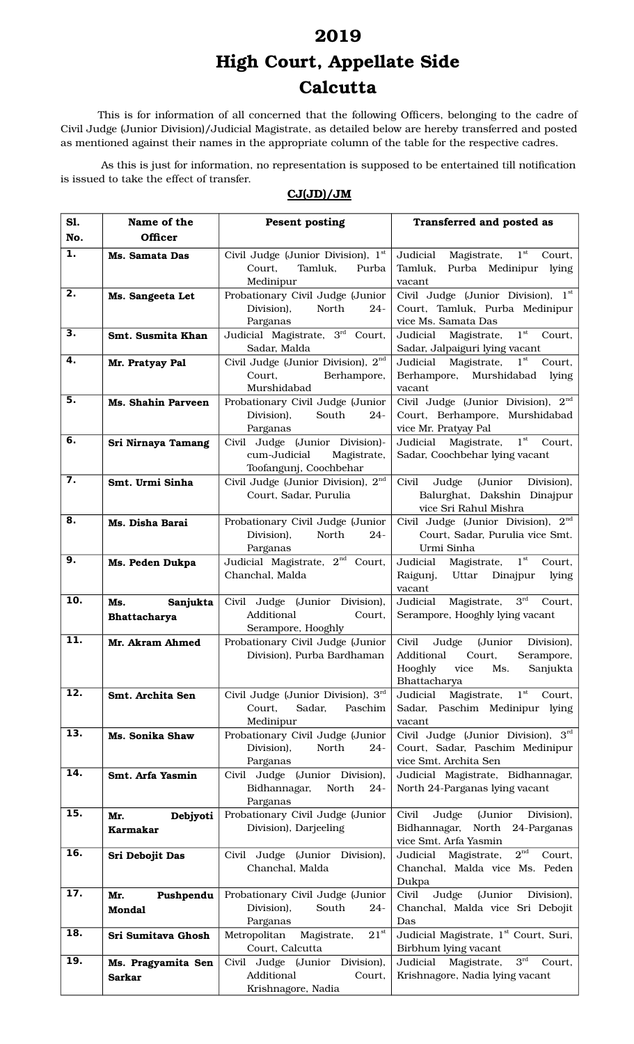# 2019
# High Court, Appellate Side
# Calcutta

This is for information of all concerned that the following Officers, belonging to the cadre of Civil Judge (Junior Division)/Judicial Magistrate, as detailed below are hereby transferred and posted as mentioned against their names in the appropriate column of the table for the respective cadres.

As this is just for information, no representation is supposed to be entertained till notification is issued to take the effect of transfer.

**CJ(JD)/JM**

| Sl. No. | Name of the Officer | Pesent posting | Transferred and posted as |
|---|---|---|---|
| 1. | **Ms. Samata Das** | Civil Judge (Junior Division), 1st Court, Tamluk, Purba Medinipur | Judicial Magistrate, 1st Court, Tamluk, Purba Medinipur lying vacant |
| 2. | **Ms. Sangeeta Let** | Probationary Civil Judge (Junior Division), North 24-Parganas | Civil Judge (Junior Division), 1st Court, Tamluk, Purba Medinipur vice Ms. Samata Das |
| 3. | **Smt. Susmita Khan** | Judicial Magistrate, 3rd Court, Sadar, Malda | Judicial Magistrate, 1st Court, Sadar, Jalpaiguri lying vacant |
| 4. | **Mr. Pratyay Pal** | Civil Judge (Junior Division), 2nd Court, Berhampore, Murshidabad | Judicial Magistrate, 1st Court, Berhampore, Murshidabad lying vacant |
| 5. | **Ms. Shahin Parveen** | Probationary Civil Judge (Junior Division), South 24-Parganas | Civil Judge (Junior Division), 2nd Court, Berhampore, Murshidabad vice Mr. Pratyay Pal |
| 6. | **Sri Nirnaya Tamang** | Civil Judge (Junior Division)-cum-Judicial Magistrate, Toofangunj, Coochbehar | Judicial Magistrate, 1st Court, Sadar, Coochbehar lying vacant |
| 7. | **Smt. Urmi Sinha** | Civil Judge (Junior Division), 2nd Court, Sadar, Purulia | Civil Judge (Junior Division), Balurghat, Dakshin Dinajpur vice Sri Rahul Mishra |
| 8. | **Ms. Disha Barai** | Probationary Civil Judge (Junior Division), North 24-Parganas | Civil Judge (Junior Division), 2nd Court, Sadar, Purulia vice Smt. Urmi Sinha |
| 9. | **Ms. Peden Dukpa** | Judicial Magistrate, 2nd Court, Chanchal, Malda | Judicial Magistrate, 1st Court, Raigunj, Uttar Dinajpur lying vacant |
| 10. | **Ms. Sanjukta Bhattacharya** | Civil Judge (Junior Division), Additional Court, Serampore, Hooghly | Judicial Magistrate, 3rd Court, Serampore, Hooghly lying vacant |
| 11. | **Mr. Akram Ahmed** | Probationary Civil Judge (Junior Division), Purba Bardhaman | Civil Judge (Junior Division), Additional Court, Serampore, Hooghly vice Ms. Sanjukta Bhattacharya |
| 12. | **Smt. Archita Sen** | Civil Judge (Junior Division), 3rd Court, Sadar, Paschim Medinipur | Judicial Magistrate, 1st Court, Sadar, Paschim Medinipur lying vacant |
| 13. | **Ms. Sonika Shaw** | Probationary Civil Judge (Junior Division), North 24-Parganas | Civil Judge (Junior Division), 3rd Court, Sadar, Paschim Medinipur vice Smt. Archita Sen |
| 14. | **Smt. Arfa Yasmin** | Civil Judge (Junior Division), Bidhannagar, North 24-Parganas | Judicial Magistrate, Bidhannagar, North 24-Parganas lying vacant |
| 15. | **Mr. Debjyoti Karmakar** | Probationary Civil Judge (Junior Division), Darjeeling | Civil Judge (Junior Division), Bidhannagar, North 24-Parganas vice Smt. Arfa Yasmin |
| 16. | **Sri Debojit Das** | Civil Judge (Junior Division), Chanchal, Malda | Judicial Magistrate, 2nd Court, Chanchal, Malda vice Ms. Peden Dukpa |
| 17. | **Mr. Pushpendu Mondal** | Probationary Civil Judge (Junior Division), South 24-Parganas | Civil Judge (Junior Division), Chanchal, Malda vice Sri Debojit Das |
| 18. | **Sri Sumitava Ghosh** | Metropolitan Magistrate, 21st Court, Calcutta | Judicial Magistrate, 1st Court, Suri, Birbhum lying vacant |
| 19. | **Ms. Pragyamita Sen Sarkar** | Civil Judge (Junior Division), Additional Court, Krishnagore, Nadia | Judicial Magistrate, 3rd Court, Krishnagore, Nadia lying vacant |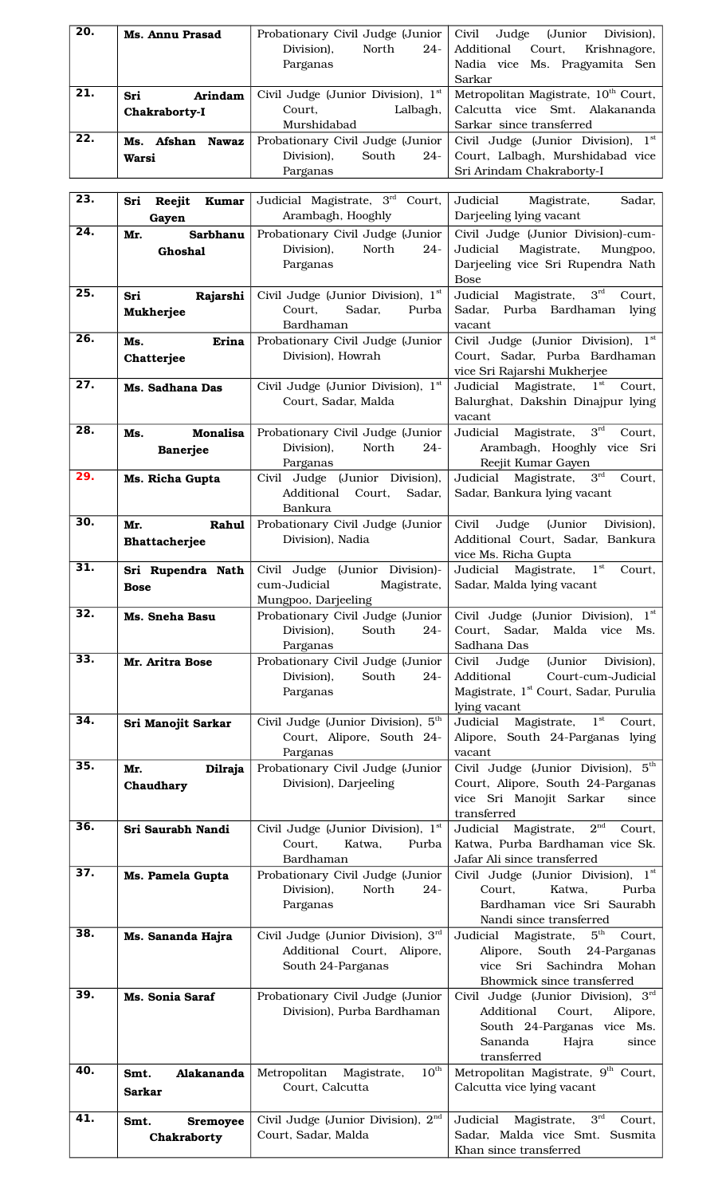| | | | |
|---|---|---|---|
| 20. | **Ms. Annu Prasad** | Probationary Civil Judge (Junior Division), North 24-Parganas | Civil Judge (Junior Division), Additional Court, Krishnagore, Nadia vice Ms. Pragyamita Sen Sarkar |
| 21. | **Sri Arindam Chakraborty-I** | Civil Judge (Junior Division), 1st Court, Lalbagh, Murshidabad | Metropolitan Magistrate, 10th Court, Calcutta vice Smt. Alakananda Sarkar since transferred |
| 22. | **Ms. Afshan Nawaz Warsi** | Probationary Civil Judge (Junior Division), South 24-Parganas | Civil Judge (Junior Division), 1st Court, Lalbagh, Murshidabad vice Sri Arindam Chakraborty-I |
| 23. | **Sri Reejit Kumar Gayen** | Judicial Magistrate, 3rd Court, Arambagh, Hooghly | Judicial Magistrate, Sadar, Darjeeling lying vacant |
| 24. | **Mr. Sarbhanu Ghoshal** | Probationary Civil Judge (Junior Division), North 24-Parganas | Civil Judge (Junior Division)-cum-Judicial Magistrate, Mungpoo, Darjeeling vice Sri Rupendra Nath Bose |
| 25. | **Sri Rajarshi Mukherjee** | Civil Judge (Junior Division), 1st Court, Sadar, Purba Bardhaman | Judicial Magistrate, 3rd Court, Sadar, Purba Bardhaman lying vacant |
| 26. | **Ms. Erina Chatterjee** | Probationary Civil Judge (Junior Division), Howrah | Civil Judge (Junior Division), 1st Court, Sadar, Purba Bardhaman vice Sri Rajarshi Mukherjee |
| 27. | **Ms. Sadhana Das** | Civil Judge (Junior Division), 1st Court, Sadar, Malda | Judicial Magistrate, 1st Court, Balurghat, Dakshin Dinajpur lying vacant |
| 28. | **Ms. Monalisa Banerjee** | Probationary Civil Judge (Junior Division), North 24-Parganas | Judicial Magistrate, 3rd Court, Arambagh, Hooghly vice Sri Reejit Kumar Gayen |
| 29. | **Ms. Richa Gupta** | Civil Judge (Junior Division), Additional Court, Sadar, Bankura | Judicial Magistrate, 3rd Court, Sadar, Bankura lying vacant |
| 30. | **Mr. Rahul Bhattacherjee** | Probationary Civil Judge (Junior Division), Nadia | Civil Judge (Junior Division), Additional Court, Sadar, Bankura vice Ms. Richa Gupta |
| 31. | **Sri Rupendra Nath Bose** | Civil Judge (Junior Division)-cum-Judicial Magistrate, Mungpoo, Darjeeling | Judicial Magistrate, 1st Court, Sadar, Malda lying vacant |
| 32. | **Ms. Sneha Basu** | Probationary Civil Judge (Junior Division), South 24-Parganas | Civil Judge (Junior Division), 1st Court, Sadar, Malda vice Ms. Sadhana Das |
| 33. | **Mr. Aritra Bose** | Probationary Civil Judge (Junior Division), South 24-Parganas | Civil Judge (Junior Division), Additional Court-cum-Judicial Magistrate, 1st Court, Sadar, Purulia lying vacant |
| 34. | **Sri Manojit Sarkar** | Civil Judge (Junior Division), 5th Court, Alipore, South 24-Parganas | Judicial Magistrate, 1st Court, Alipore, South 24-Parganas lying vacant |
| 35. | **Mr. Dilraja Chaudhary** | Probationary Civil Judge (Junior Division), Darjeeling | Civil Judge (Junior Division), 5th Court, Alipore, South 24-Parganas vice Sri Manojit Sarkar since transferred |
| 36. | **Sri Saurabh Nandi** | Civil Judge (Junior Division), 1st Court, Katwa, Purba Bardhaman | Judicial Magistrate, 2nd Court, Katwa, Purba Bardhaman vice Sk. Jafar Ali since transferred |
| 37. | **Ms. Pamela Gupta** | Probationary Civil Judge (Junior Division), North 24-Parganas | Civil Judge (Junior Division), 1st Court, Katwa, Purba Bardhaman vice Sri Saurabh Nandi since transferred |
| 38. | **Ms. Sananda Hajra** | Civil Judge (Junior Division), 3rd Additional Court, Alipore, South 24-Parganas | Judicial Magistrate, 5th Court, Alipore, South 24-Parganas vice Sri Sachindra Mohan Bhowmick since transferred |
| 39. | **Ms. Sonia Saraf** | Probationary Civil Judge (Junior Division), Purba Bardhaman | Civil Judge (Junior Division), 3rd Additional Court, Alipore, South 24-Parganas vice Ms. Sananda Hajra since transferred |
| 40. | **Smt. Alakananda Sarkar** | Metropolitan Magistrate, 10th Court, Calcutta | Metropolitan Magistrate, 9th Court, Calcutta vice lying vacant |
| 41. | **Smt. Sremoyee Chakraborty** | Civil Judge (Junior Division), 2nd Court, Sadar, Malda | Judicial Magistrate, 3rd Court, Sadar, Malda vice Smt. Susmita Khan since transferred |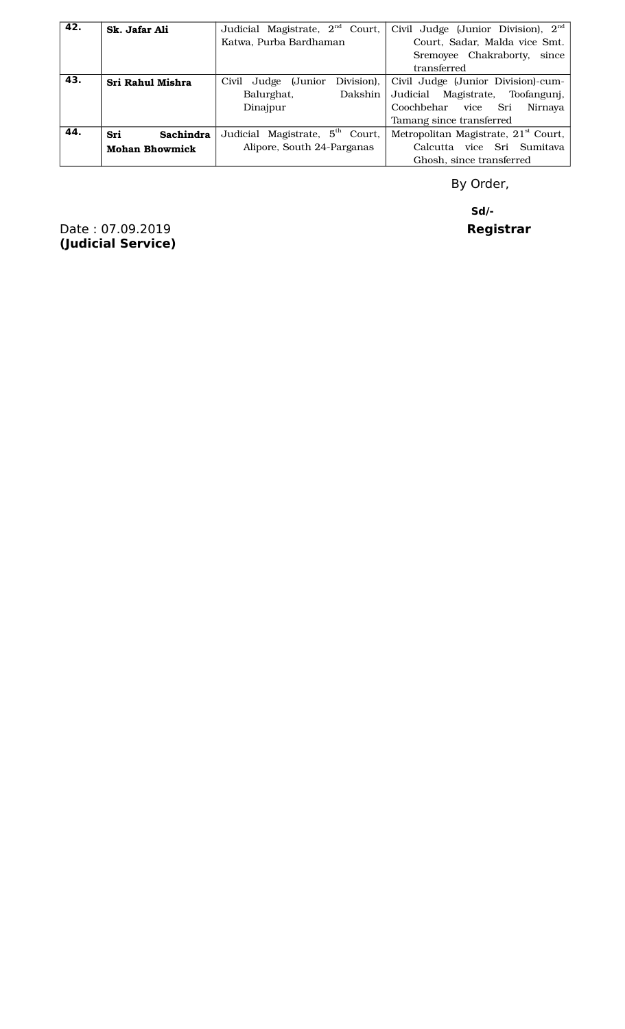| | | | |
|---|---|---|---|
| **42.** | **Sk. Jafar Ali** | Judicial Magistrate, 2nd Court, Katwa, Purba Bardhaman | Civil Judge (Junior Division), 2nd Court, Sadar, Malda vice Smt. Sremoyee Chakraborty, since transferred |
| **43.** | **Sri Rahul Mishra** | Civil Judge (Junior Division), Balurghat, Dakshin Dinajpur | Civil Judge (Junior Division)-cum-Judicial Magistrate, Toofangunj, Coochbehar vice Sri Nirnaya Tamang since transferred |
| **44.** | **Sri Sachindra Mohan Bhowmick** | Judicial Magistrate, 5th Court, Alipore, South 24-Parganas | Metropolitan Magistrate, 21st Court, Calcutta vice Sri Sumitava Ghosh, since transferred |

By Order,

**Sd/-**

Date : 07.09.2019

**Registrar**

**(Judicial Service)**